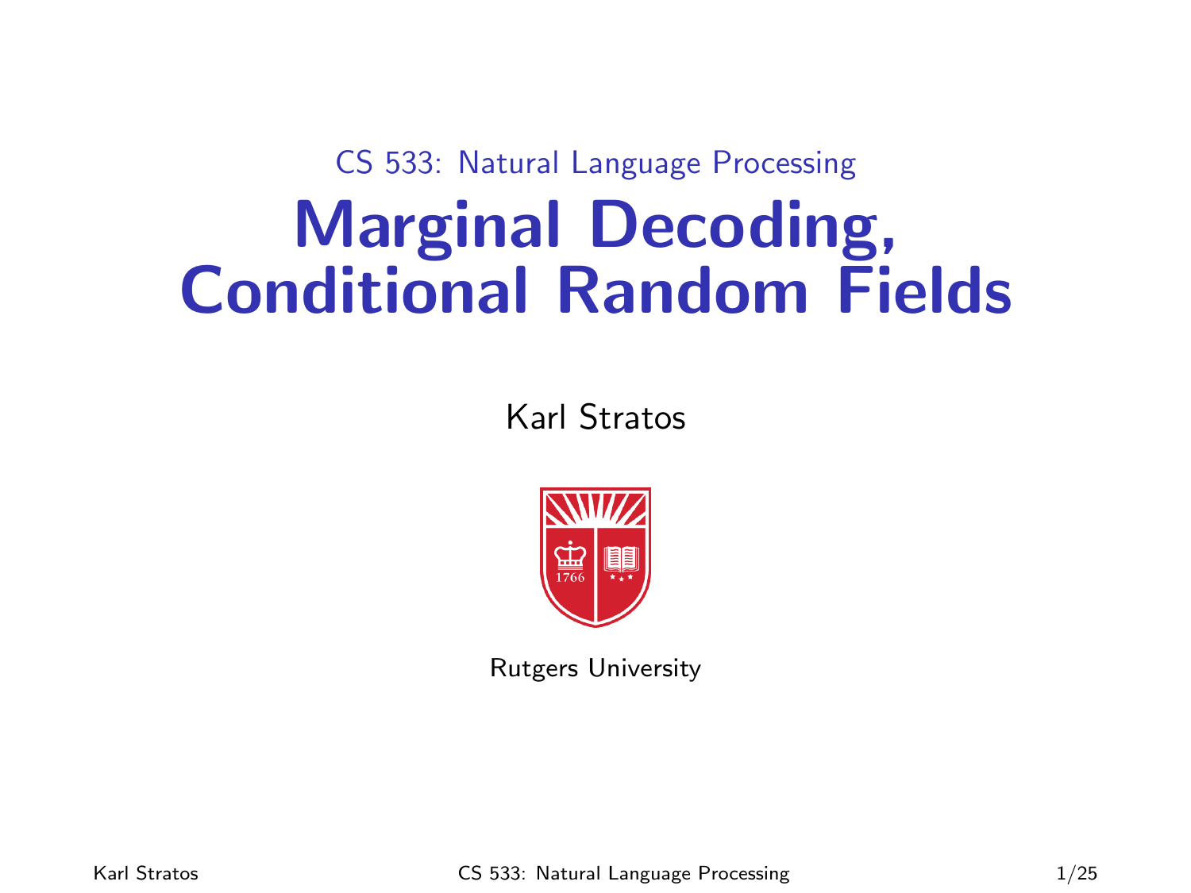CS 533: Natural Language Processing

# Marginal Decoding, Conditional Random Fields

Karl Stratos

Rutgers University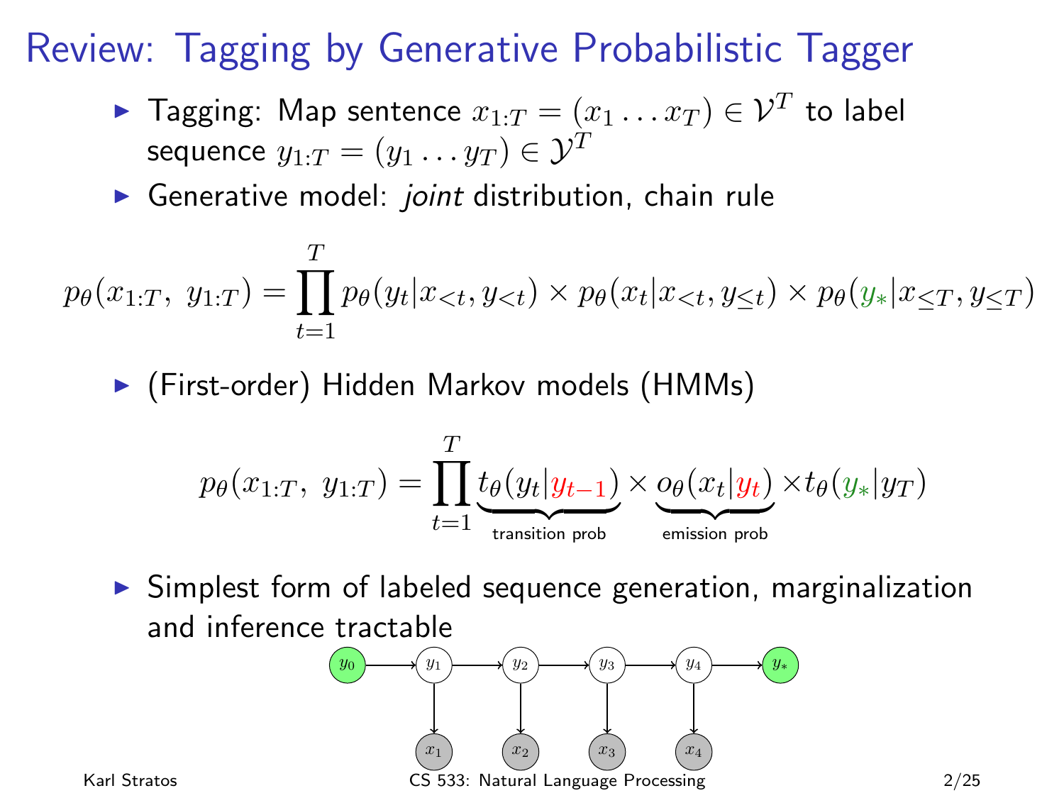# Review: Tagging by Generative Probabilistic Tagger

- Tagging: Map sentence $x_{1:T} = (x_1 \ldots x_T) \in \mathcal{V}^T$ to label sequence $y_{1:T} = (y_1 \ldots y_T) \in \mathcal{Y}^T$
- Generative model: *joint* distribution, chain rule

$$p_\theta(x_{1:T},\ y_{1:T}) = \prod_{t=1}^{T} p_\theta(y_t | x_{<t}, y_{<t}) \times p_\theta(x_t | x_{<t}, y_{\leq t}) \times p_\theta(y_* | x_{\leq T}, y_{\leq T})$$

- (First-order) Hidden Markov models (HMMs)

$$p_\theta(x_{1:T},\ y_{1:T}) = \prod_{t=1}^{T} \underbrace{t_\theta(y_t | y_{t-1})}_{\text{transition prob}} \times \underbrace{o_\theta(x_t | y_t)}_{\text{emission prob}} \times t_\theta(y_* | y_T)$$

- Simplest form of labeled sequence generation, marginalization and inference tractable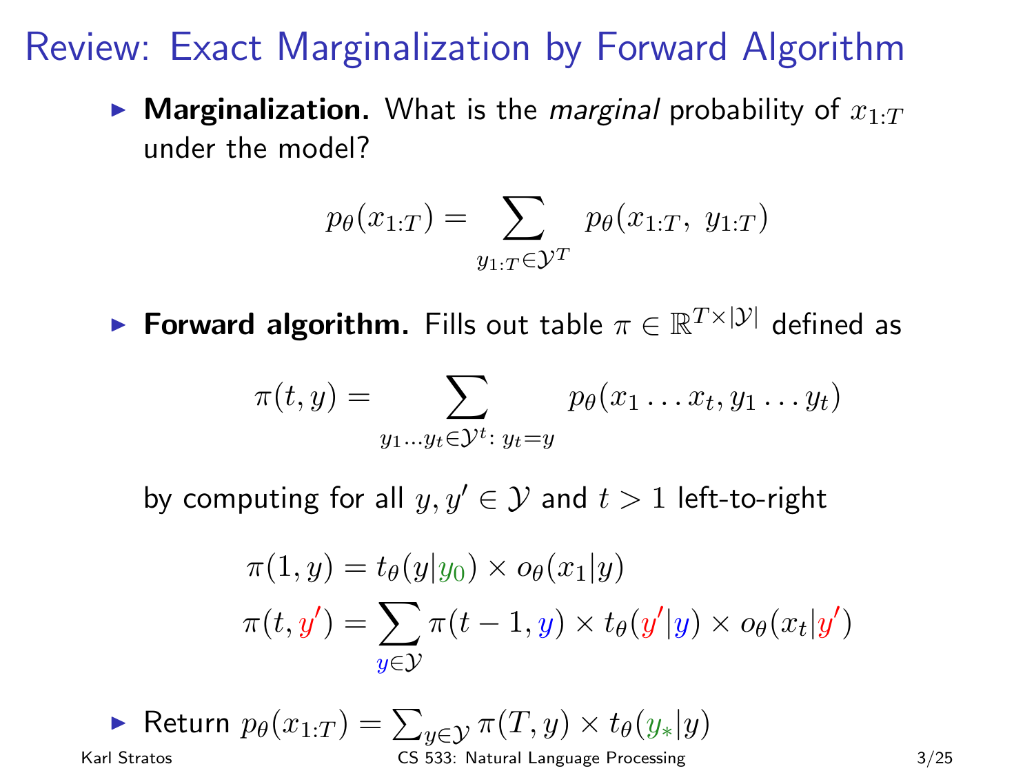# Review: Exact Marginalization by Forward Algorithm

- **Marginalization.** What is the *marginal* probability of $x_{1:T}$ under the model?

$$p_\theta(x_{1:T}) = \sum_{y_{1:T} \in \mathcal{Y}^T} p_\theta(x_{1:T},\ y_{1:T})$$

- **Forward algorithm.** Fills out table $\pi \in \mathbb{R}^{T \times |\mathcal{Y}|}$ defined as

$$\pi(t, y) = \sum_{y_1 \ldots y_t \in \mathcal{Y}^t:\ y_t = y} p_\theta(x_1 \ldots x_t, y_1 \ldots y_t)$$

  by computing for all $y, y' \in \mathcal{Y}$ and $t > 1$ left-to-right

$$\pi(1, y) = t_\theta(y|y_0) \times o_\theta(x_1|y)$$

$$\pi(t, y') = \sum_{y \in \mathcal{Y}} \pi(t-1, y) \times t_\theta(y'|y) \times o_\theta(x_t|y')$$

- Return $p_\theta(x_{1:T}) = \sum_{y \in \mathcal{Y}} \pi(T, y) \times t_\theta(y_*|y)$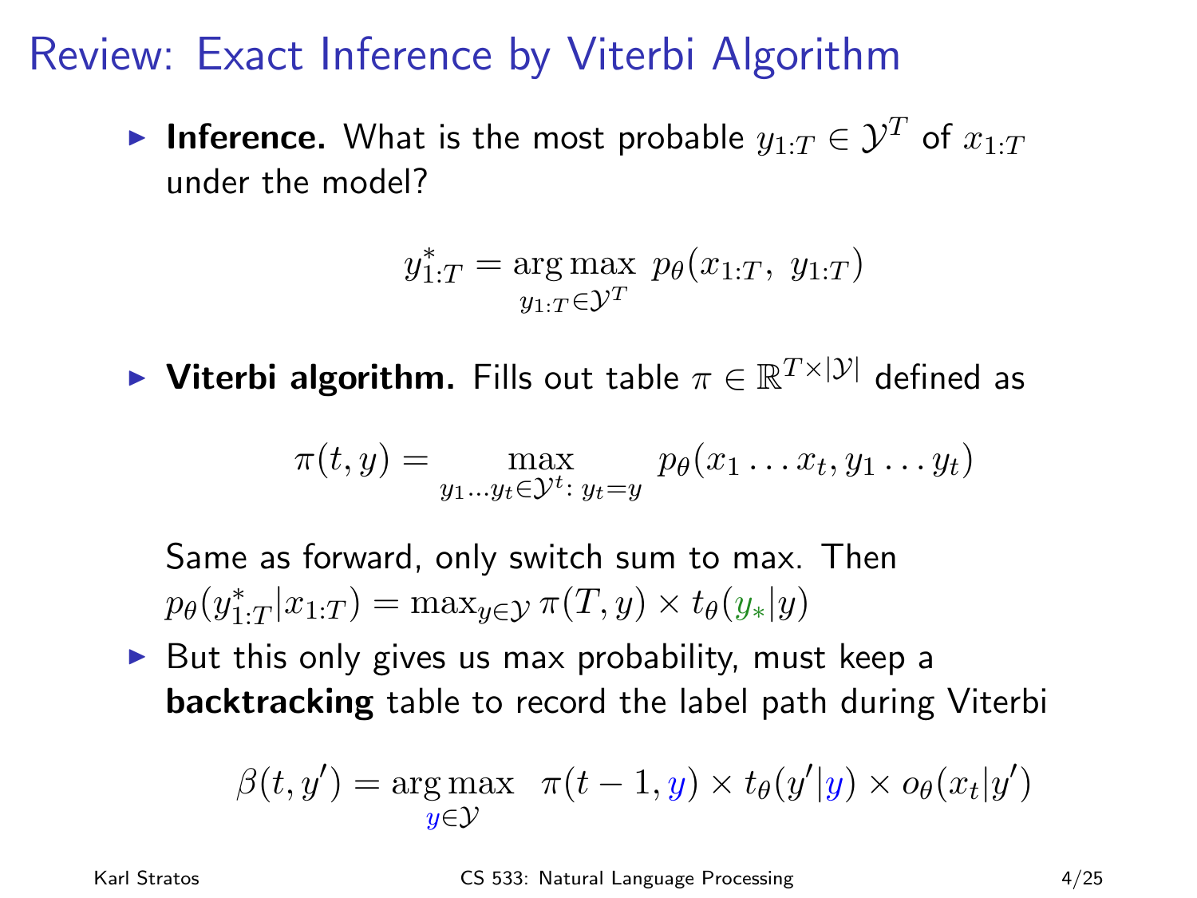# Review: Exact Inference by Viterbi Algorithm

- **Inference.** What is the most probable $y_{1:T} \in \mathcal{Y}^T$ of $x_{1:T}$ under the model?

$$y^*_{1:T} = \arg\max_{y_{1:T} \in \mathcal{Y}^T} \; p_\theta(x_{1:T},\; y_{1:T})$$

- **Viterbi algorithm.** Fills out table $\pi \in \mathbb{R}^{T \times |\mathcal{Y}|}$ defined as

$$\pi(t, y) = \max_{y_1 \ldots y_t \in \mathcal{Y}^t :\; y_t = y} \; p_\theta(x_1 \ldots x_t, y_1 \ldots y_t)$$

  Same as forward, only switch sum to max. Then $p_\theta(y^*_{1:T} | x_{1:T}) = \max_{y \in \mathcal{Y}} \pi(T, y) \times t_\theta(y_* | y)$

- But this only gives us max probability, must keep a **backtracking** table to record the label path during Viterbi

$$\beta(t, y') = \arg\max_{y \in \mathcal{Y}} \;\; \pi(t-1, y) \times t_\theta(y' | y) \times o_\theta(x_t | y')$$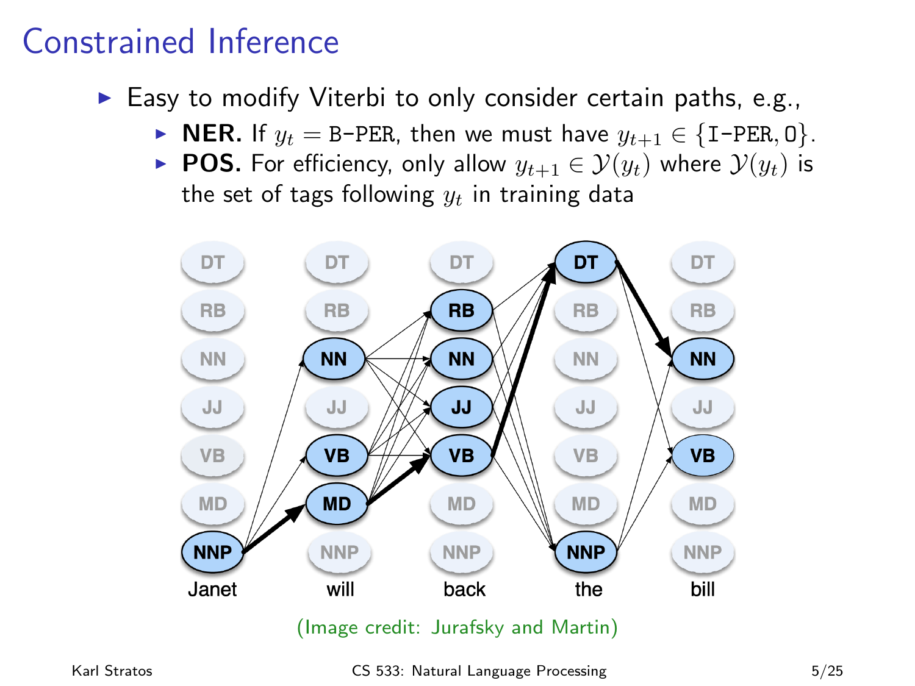# Constrained Inference

- Easy to modify Viterbi to only consider certain paths, e.g.,
  - **NER.** If $y_t = \texttt{B-PER}$, then we must have $y_{t+1} \in \{\texttt{I-PER}, \texttt{O}\}$.
  - **POS.** For efficiency, only allow $y_{t+1} \in \mathcal{Y}(y_t)$ where $\mathcal{Y}(y_t)$ is the set of tags following $y_t$ in training data

(Image credit: Jurafsky and Martin)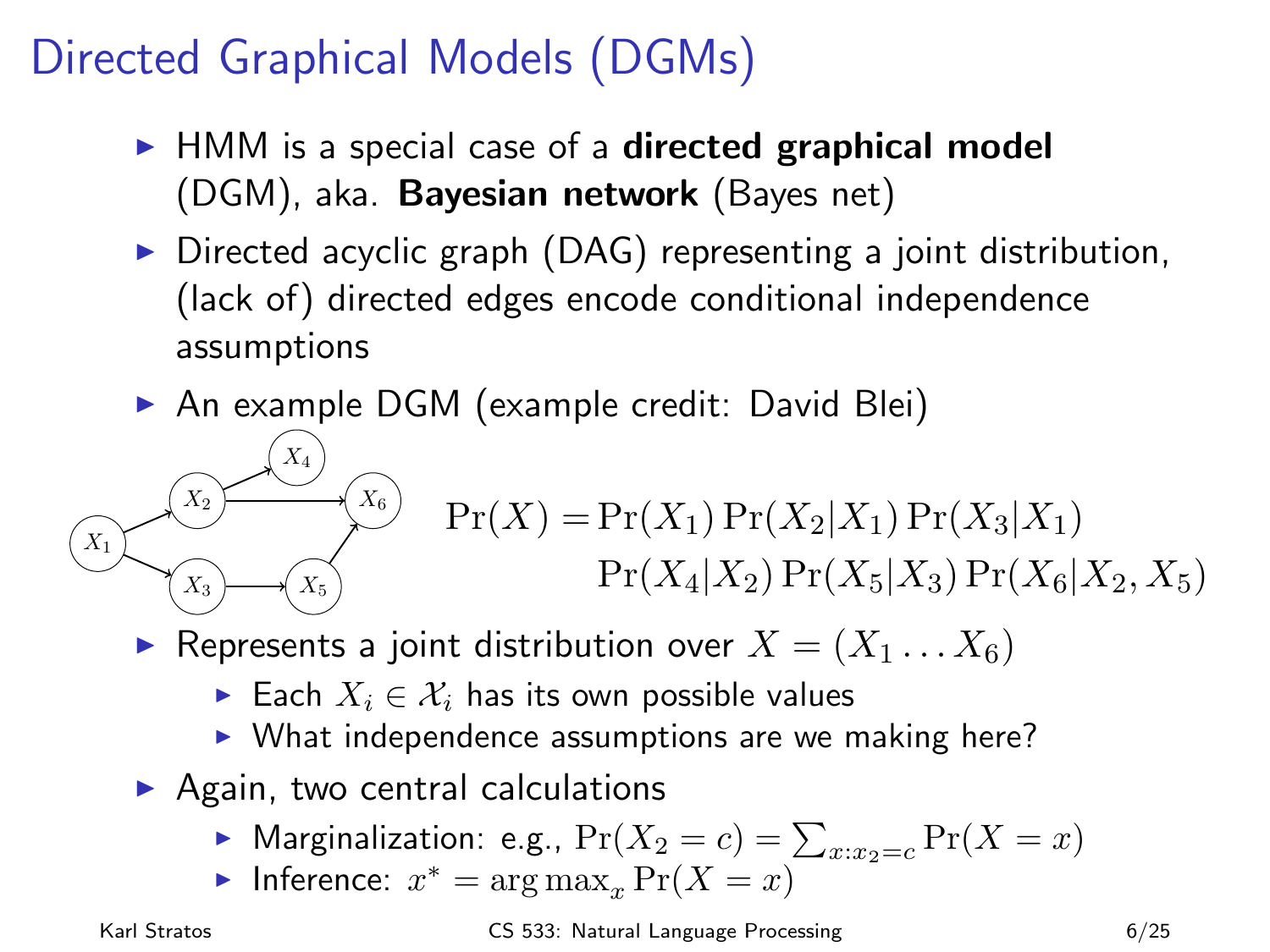# Directed Graphical Models (DGMs)

- HMM is a special case of a **directed graphical model** (DGM), aka. **Bayesian network** (Bayes net)
- Directed acyclic graph (DAG) representing a joint distribution, (lack of) directed edges encode conditional independence assumptions
- An example DGM (example credit: David Blei)

$$\Pr(X) = \Pr(X_1)\Pr(X_2|X_1)\Pr(X_3|X_1)$$
$$\Pr(X_4|X_2)\Pr(X_5|X_3)\Pr(X_6|X_2, X_5)$$

- Represents a joint distribution over $X = (X_1 \ldots X_6)$
  - Each $X_i \in \mathcal{X}_i$ has its own possible values
  - What independence assumptions are we making here?
- Again, two central calculations
  - Marginalization: e.g., $\Pr(X_2 = c) = \sum_{x:x_2=c} \Pr(X = x)$
  - Inference: $x^* = \arg\max_x \Pr(X = x)$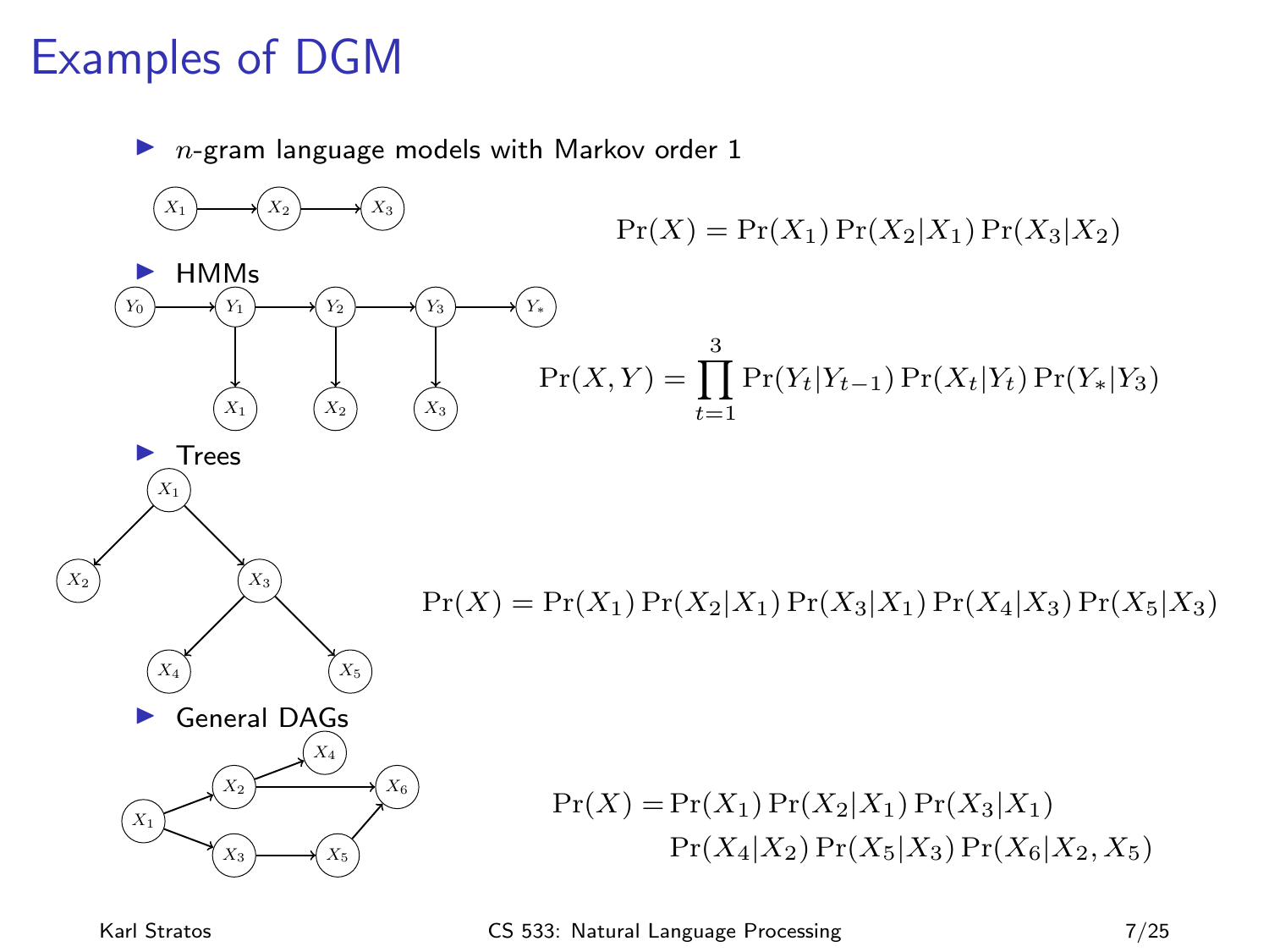# Examples of DGM

- $n$-gram language models with Markov order 1

$$\Pr(X) = \Pr(X_1)\Pr(X_2|X_1)\Pr(X_3|X_2)$$

- HMMs

$$\Pr(X, Y) = \prod_{t=1}^{3} \Pr(Y_t|Y_{t-1})\Pr(X_t|Y_t)\Pr(Y_*|Y_3)$$

- Trees

$$\Pr(X) = \Pr(X_1)\Pr(X_2|X_1)\Pr(X_3|X_1)\Pr(X_4|X_3)\Pr(X_5|X_3)$$

- General DAGs

$$\begin{aligned}\Pr(X) = &\Pr(X_1)\Pr(X_2|X_1)\Pr(X_3|X_1) \\ &\Pr(X_4|X_2)\Pr(X_5|X_3)\Pr(X_6|X_2, X_5)\end{aligned}$$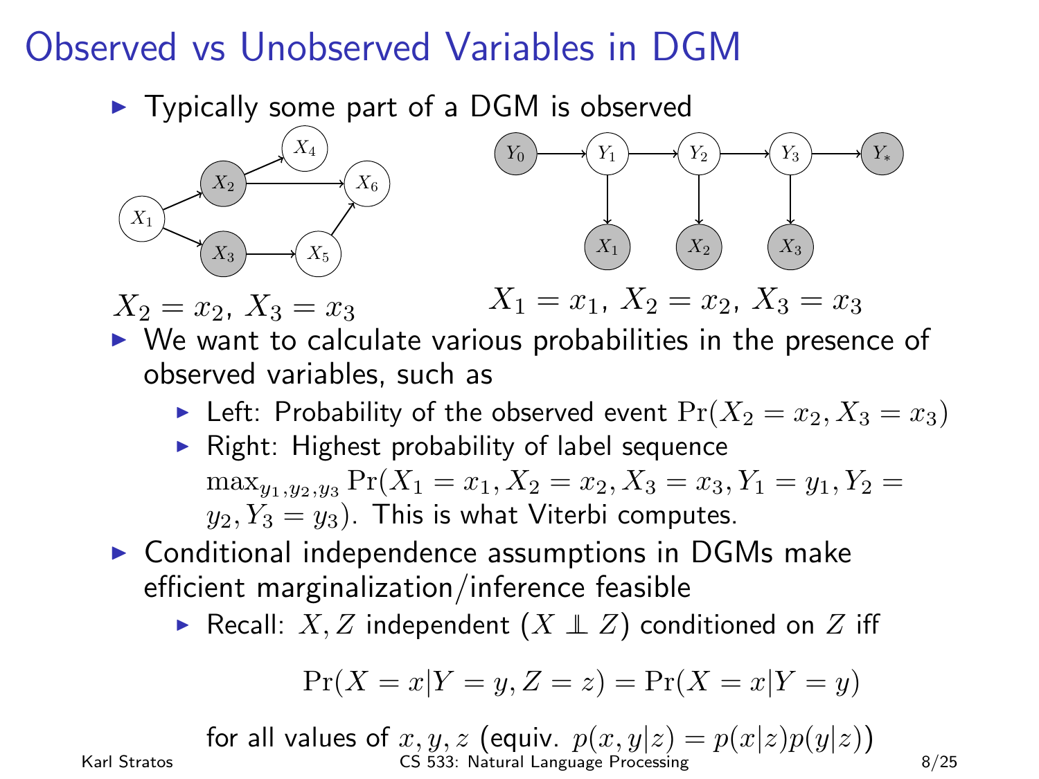# Observed vs Unobserved Variables in DGM

- Typically some part of a DGM is observed

$X_2 = x_2,\ X_3 = x_3$ $\qquad$ $X_1 = x_1,\ X_2 = x_2,\ X_3 = x_3$

- We want to calculate various probabilities in the presence of observed variables, such as
  - Left: Probability of the observed event $\Pr(X_2 = x_2, X_3 = x_3)$
  - Right: Highest probability of label sequence $\max_{y_1,y_2,y_3} \Pr(X_1 = x_1, X_2 = x_2, X_3 = x_3, Y_1 = y_1, Y_2 = y_2, Y_3 = y_3)$. This is what Viterbi computes.
- Conditional independence assumptions in DGMs make efficient marginalization/inference feasible
  - Recall: $X, Z$ independent ($X \perp\!\!\!\perp Z$) conditioned on $Z$ iff

$$\Pr(X = x|Y = y, Z = z) = \Pr(X = x|Y = y)$$

for all values of $x, y, z$ (equiv. $p(x, y|z) = p(x|z)p(y|z)$)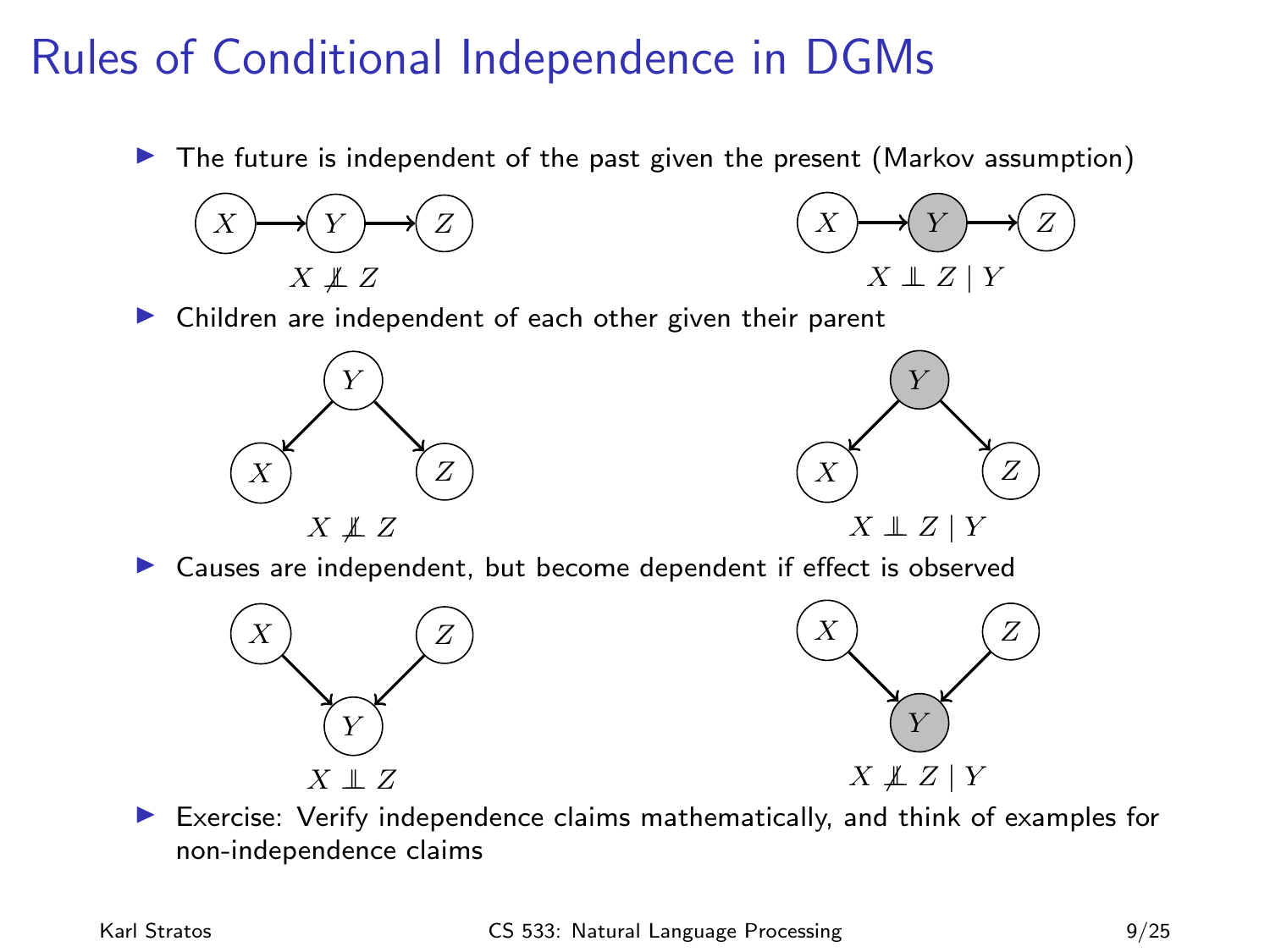# Rules of Conditional Independence in DGMs

- The future is independent of the past given the present (Markov assumption)

$X \not\perp\!\!\!\perp Z$

$X \perp\!\!\!\perp Z \mid Y$

- Children are independent of each other given their parent

$X \not\perp\!\!\!\perp Z$

$X \perp\!\!\!\perp Z \mid Y$

- Causes are independent, but become dependent if effect is observed

$X \perp\!\!\!\perp Z$

$X \not\perp\!\!\!\perp Z \mid Y$

- Exercise: Verify independence claims mathematically, and think of examples for non-independence claims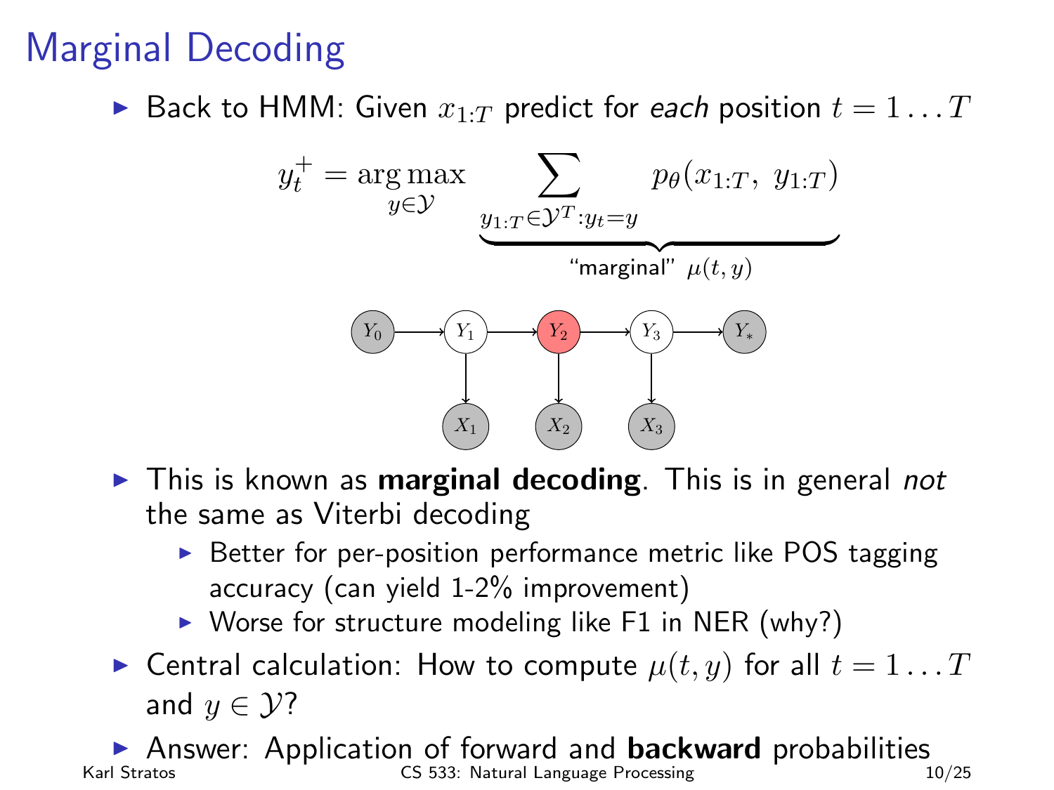# Marginal Decoding

- Back to HMM: Given $x_{1:T}$ predict for *each* position $t = 1 \ldots T$

$$y_t^+ = \arg\max_{y \in \mathcal{Y}} \underbrace{\sum_{y_{1:T} \in \mathcal{Y}^T : y_t = y} p_\theta(x_{1:T},\ y_{1:T})}_{\text{“marginal” } \mu(t,y)}$$

- This is known as **marginal decoding**. This is in general *not* the same as Viterbi decoding
  - Better for per-position performance metric like POS tagging accuracy (can yield 1-2% improvement)
  - Worse for structure modeling like F1 in NER (why?)
- Central calculation: How to compute $\mu(t, y)$ for all $t = 1 \ldots T$ and $y \in \mathcal{Y}$?
- Answer: Application of forward and **backward** probabilities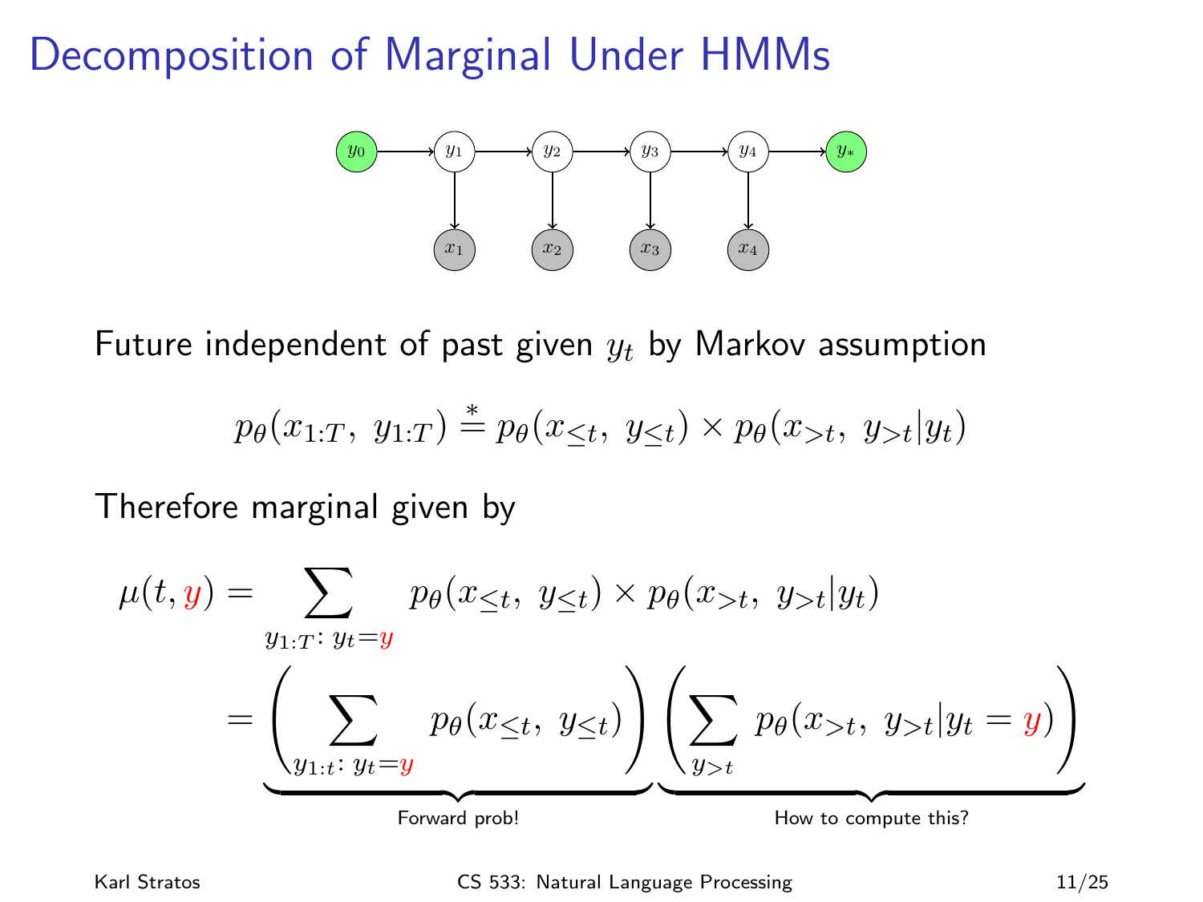# Decomposition of Marginal Under HMMs

Future independent of past given $y_t$ by Markov assumption

$$p_\theta(x_{1:T},\ y_{1:T}) \stackrel{*}{=} p_\theta(x_{\leq t},\ y_{\leq t}) \times p_\theta(x_{>t},\ y_{>t}|y_t)$$

Therefore marginal given by

$$\mu(t, y) = \sum_{y_{1:T}:\ y_t = y} p_\theta(x_{\leq t},\ y_{\leq t}) \times p_\theta(x_{>t},\ y_{>t}|y_t)$$

$$= \underbrace{\left( \sum_{y_{1:t}:\ y_t = y} p_\theta(x_{\leq t},\ y_{\leq t}) \right)}_{\text{Forward prob!}} \underbrace{\left( \sum_{y_{>t}} p_\theta(x_{>t},\ y_{>t}|y_t = y) \right)}_{\text{How to compute this?}}$$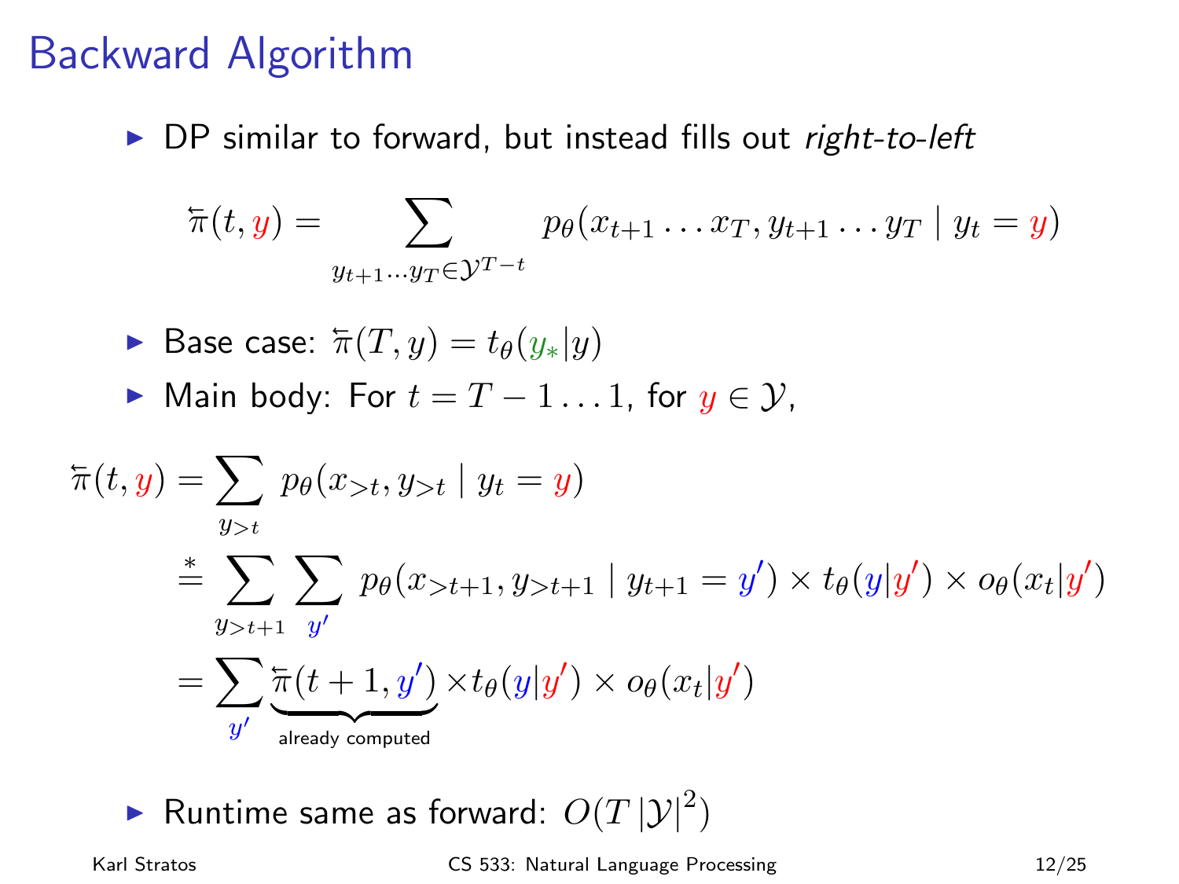# Backward Algorithm

- DP similar to forward, but instead fills out *right-to-left*

$$\overleftarrow{\pi}(t, y) = \sum_{y_{t+1} \ldots y_T \in \mathcal{Y}^{T-t}} p_\theta(x_{t+1} \ldots x_T, y_{t+1} \ldots y_T \mid y_t = y)$$

- Base case: $\overleftarrow{\pi}(T, y) = t_\theta(y_* | y)$
- Main body: For $t = T - 1 \ldots 1$, for $y \in \mathcal{Y}$,

$$\begin{aligned}
\overleftarrow{\pi}(t, y) &= \sum_{y_{>t}} p_\theta(x_{>t}, y_{>t} \mid y_t = y) \\
&\overset{*}{=} \sum_{y_{>t+1}} \sum_{y'} p_\theta(x_{>t+1}, y_{>t+1} \mid y_{t+1} = y') \times t_\theta(y|y') \times o_\theta(x_t|y') \\
&= \sum_{y'} \underbrace{\overleftarrow{\pi}(t+1, y')}_{\text{already computed}} \times t_\theta(y|y') \times o_\theta(x_t|y')
\end{aligned}$$

- Runtime same as forward: $O(T \, |\mathcal{Y}|^2)$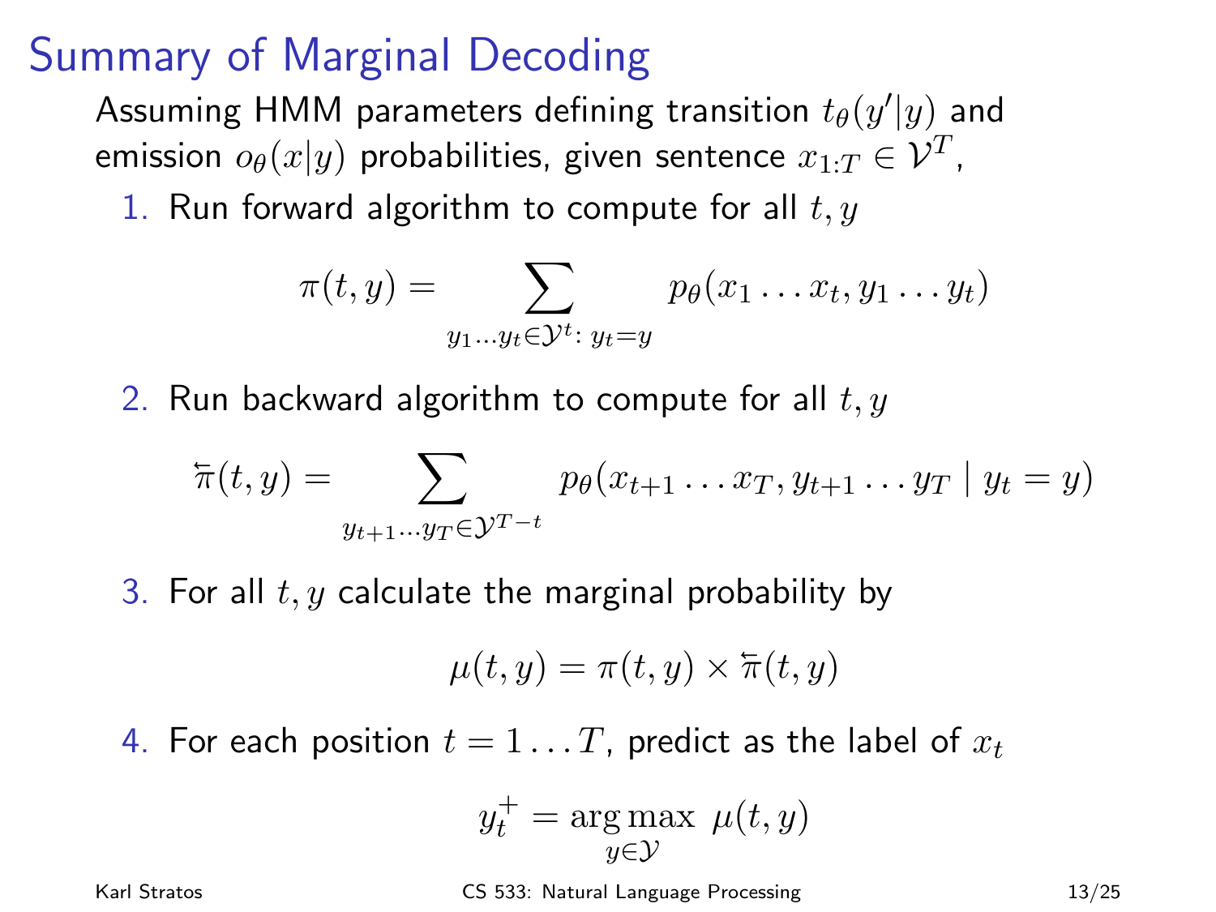# Summary of Marginal Decoding

Assuming HMM parameters defining transition $t_\theta(y'|y)$ and emission $o_\theta(x|y)$ probabilities, given sentence $x_{1:T} \in \mathcal{V}^T$,

1. Run forward algorithm to compute for all $t, y$

$$\pi(t, y) = \sum_{y_1 \ldots y_t \in \mathcal{Y}^t :\, y_t = y} p_\theta(x_1 \ldots x_t, y_1 \ldots y_t)$$

2. Run backward algorithm to compute for all $t, y$

$$\overleftarrow{\pi}(t, y) = \sum_{y_{t+1} \ldots y_T \in \mathcal{Y}^{T-t}} p_\theta(x_{t+1} \ldots x_T, y_{t+1} \ldots y_T \mid y_t = y)$$

3. For all $t, y$ calculate the marginal probability by

$$\mu(t, y) = \pi(t, y) \times \overleftarrow{\pi}(t, y)$$

4. For each position $t = 1 \ldots T$, predict as the label of $x_t$

$$y_t^+ = \arg\max_{y \in \mathcal{Y}} \; \mu(t, y)$$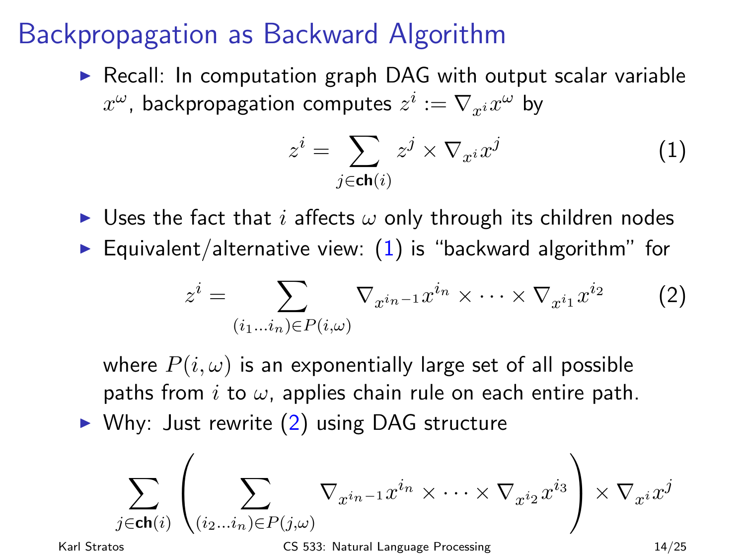# Backpropagation as Backward Algorithm

- Recall: In computation graph DAG with output scalar variable $x^\omega$, backpropagation computes $z^i := \nabla_{x^i} x^\omega$ by

$$z^i = \sum_{j \in \textbf{ch}(i)} z^j \times \nabla_{x^i} x^j \tag{1}$$

- Uses the fact that $i$ affects $\omega$ only through its children nodes
- Equivalent/alternative view: (1) is "backward algorithm" for

$$z^i = \sum_{(i_1 \ldots i_n) \in P(i, \omega)} \nabla_{x^{i_{n-1}}} x^{i_n} \times \cdots \times \nabla_{x^{i_1}} x^{i_2} \tag{2}$$

where $P(i, \omega)$ is an exponentially large set of all possible paths from $i$ to $\omega$, applies chain rule on each entire path.

- Why: Just rewrite (2) using DAG structure

$$\sum_{j \in \textbf{ch}(i)} \left( \sum_{(i_2 \ldots i_n) \in P(j, \omega)} \nabla_{x^{i_{n-1}}} x^{i_n} \times \cdots \times \nabla_{x^{i_2}} x^{i_3} \right) \times \nabla_{x^i} x^j$$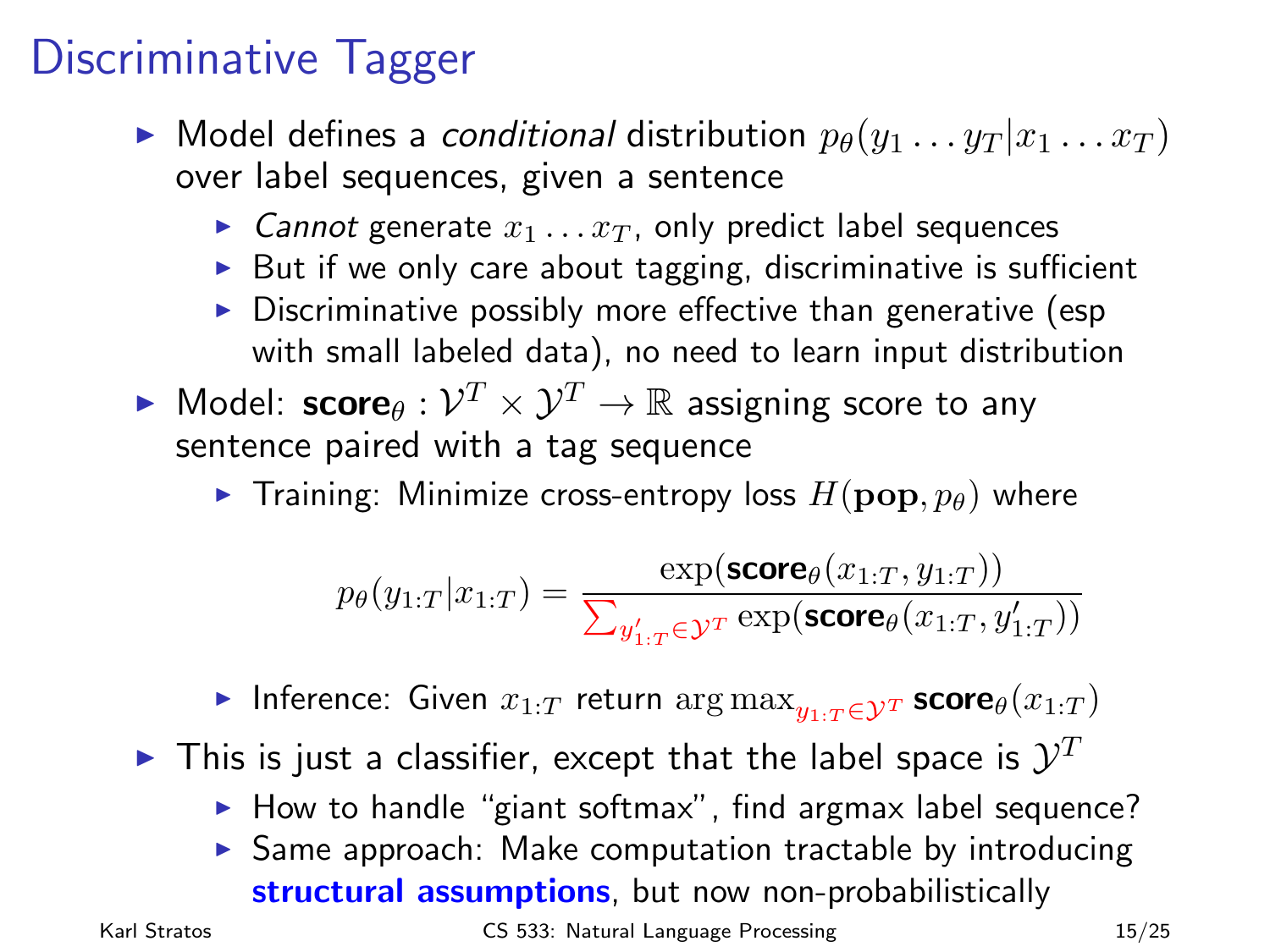# Discriminative Tagger

- Model defines a *conditional* distribution $p_\theta(y_1 \ldots y_T | x_1 \ldots x_T)$ over label sequences, given a sentence
  - *Cannot* generate $x_1 \ldots x_T$, only predict label sequences
  - But if we only care about tagging, discriminative is sufficient
  - Discriminative possibly more effective than generative (esp with small labeled data), no need to learn input distribution
- Model: $\textbf{score}_\theta : \mathcal{V}^T \times \mathcal{Y}^T \to \mathbb{R}$ assigning score to any sentence paired with a tag sequence
  - Training: Minimize cross-entropy loss $H(\mathbf{pop}, p_\theta)$ where

$$p_\theta(y_{1:T}|x_{1:T}) = \frac{\exp(\textbf{score}_\theta(x_{1:T}, y_{1:T}))}{\sum_{y'_{1:T} \in \mathcal{Y}^T} \exp(\textbf{score}_\theta(x_{1:T}, y'_{1:T}))}$$

  - Inference: Given $x_{1:T}$ return $\arg\max_{y_{1:T} \in \mathcal{Y}^T} \textbf{score}_\theta(x_{1:T})$
- This is just a classifier, except that the label space is $\mathcal{Y}^T$
  - How to handle "giant softmax", find argmax label sequence?
  - Same approach: Make computation tractable by introducing **structural assumptions**, but now non-probabilistically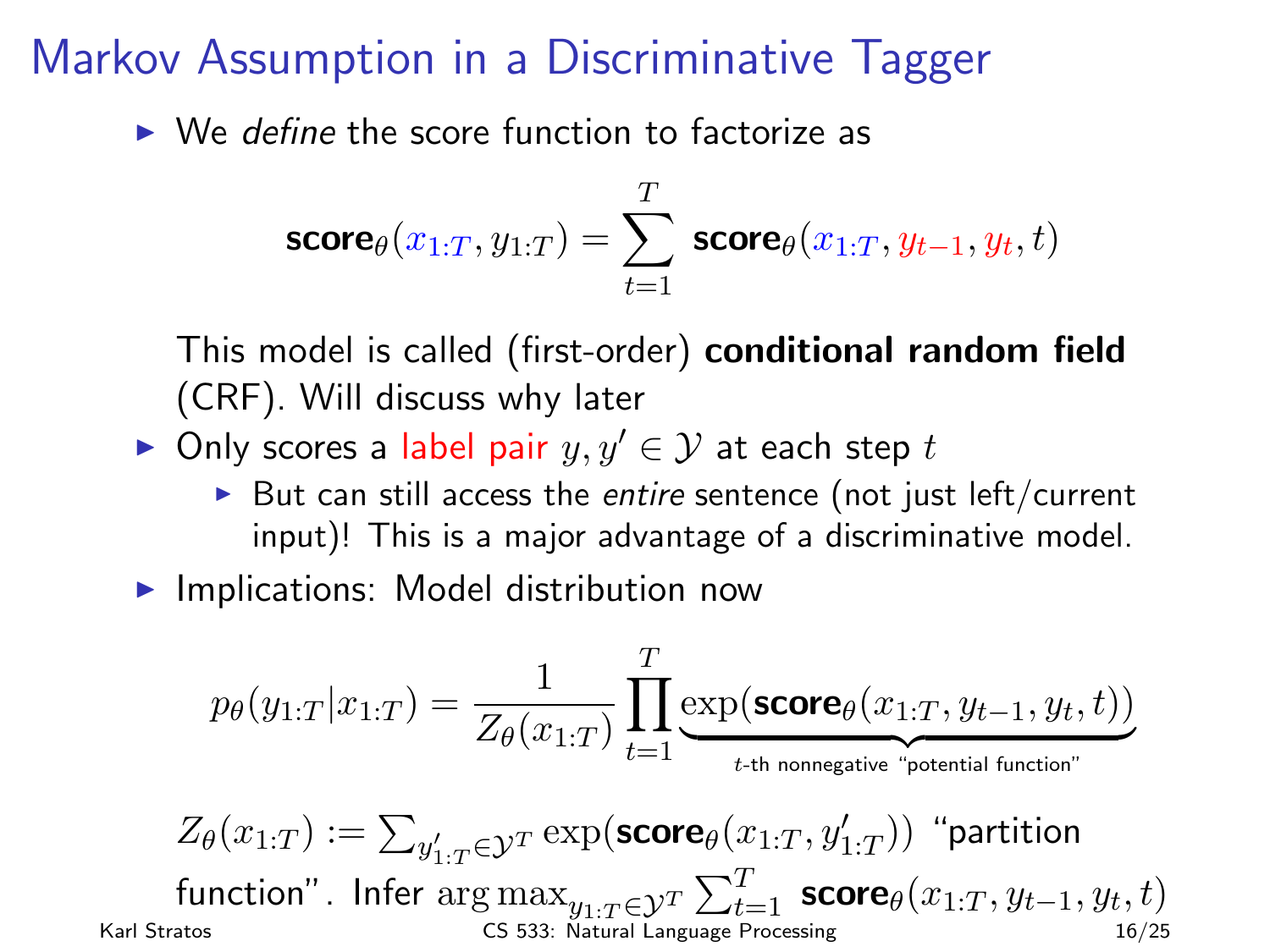# Markov Assumption in a Discriminative Tagger

- We *define* the score function to factorize as

$$\textbf{score}_\theta(x_{1:T}, y_{1:T}) = \sum_{t=1}^{T} \textbf{score}_\theta(x_{1:T}, y_{t-1}, y_t, t)$$

  This model is called (first-order) **conditional random field** (CRF). Will discuss why later

- Only scores a label pair $y, y' \in \mathcal{Y}$ at each step $t$
  - But can still access the *entire* sentence (not just left/current input)! This is a major advantage of a discriminative model.

- Implications: Model distribution now

$$p_\theta(y_{1:T}|x_{1:T}) = \frac{1}{Z_\theta(x_{1:T})} \prod_{t=1}^{T} \underbrace{\exp(\textbf{score}_\theta(x_{1:T}, y_{t-1}, y_t, t))}_{t\text{-th nonnegative "potential function"}}$$

  $Z_\theta(x_{1:T}) := \sum_{y'_{1:T} \in \mathcal{Y}^T} \exp(\textbf{score}_\theta(x_{1:T}, y'_{1:T}))$ "partition function". Infer $\arg\max_{y_{1:T} \in \mathcal{Y}^T} \sum_{t=1}^{T} \textbf{score}_\theta(x_{1:T}, y_{t-1}, y_t, t)$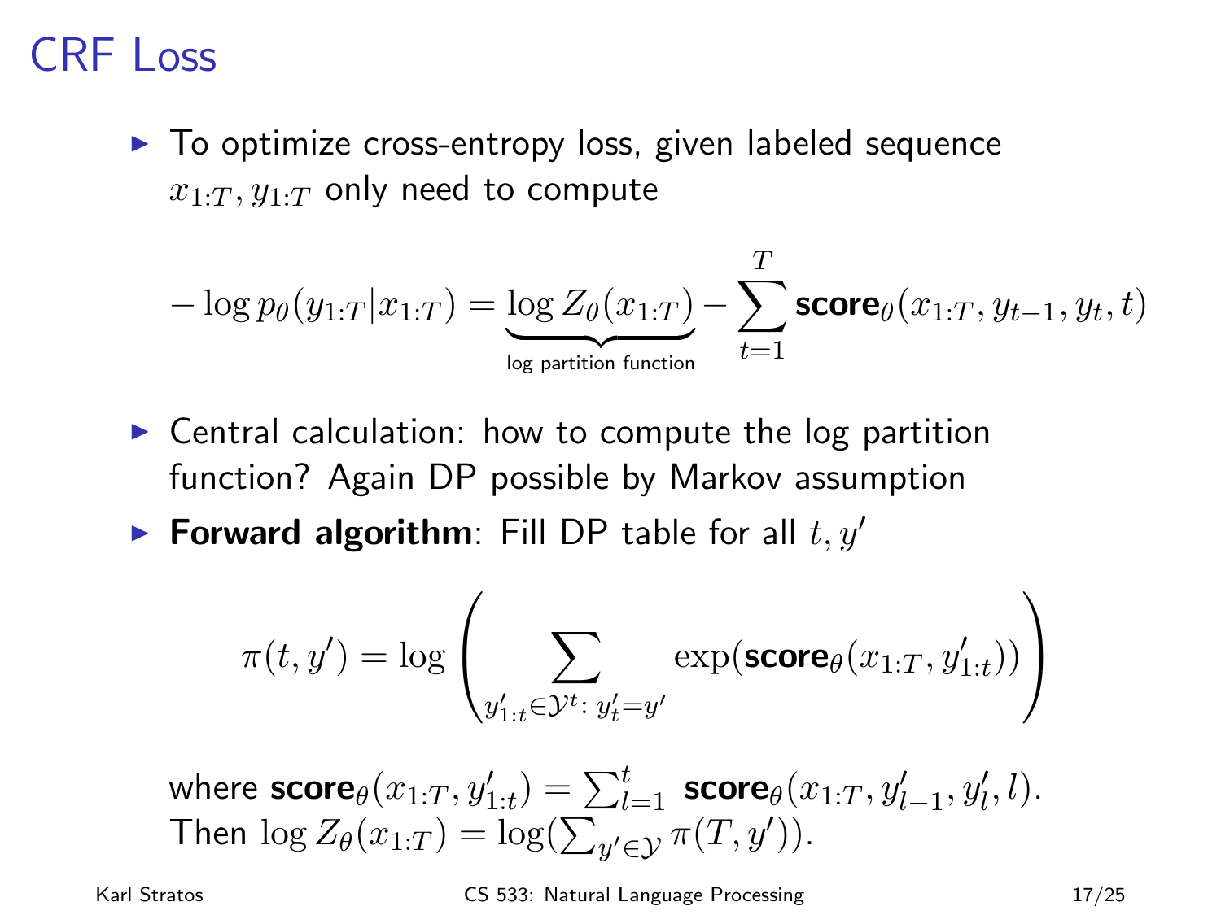# CRF Loss

- To optimize cross-entropy loss, given labeled sequence $x_{1:T}, y_{1:T}$ only need to compute

$$-\log p_\theta(y_{1:T}|x_{1:T}) = \underbrace{\log Z_\theta(x_{1:T})}_{\text{log partition function}} - \sum_{t=1}^{T} \textbf{score}_\theta(x_{1:T}, y_{t-1}, y_t, t)$$

- Central calculation: how to compute the log partition function? Again DP possible by Markov assumption
- **Forward algorithm**: Fill DP table for all $t, y'$

$$\pi(t, y') = \log \left( \sum_{y'_{1:t} \in \mathcal{Y}^t \colon y'_t = y'} \exp(\textbf{score}_\theta(x_{1:T}, y'_{1:t})) \right)$$

where $\textbf{score}_\theta(x_{1:T}, y'_{1:t}) = \sum_{l=1}^{t} \textbf{score}_\theta(x_{1:T}, y'_{l-1}, y'_l, l)$.
Then $\log Z_\theta(x_{1:T}) = \log(\sum_{y' \in \mathcal{Y}} \pi(T, y'))$.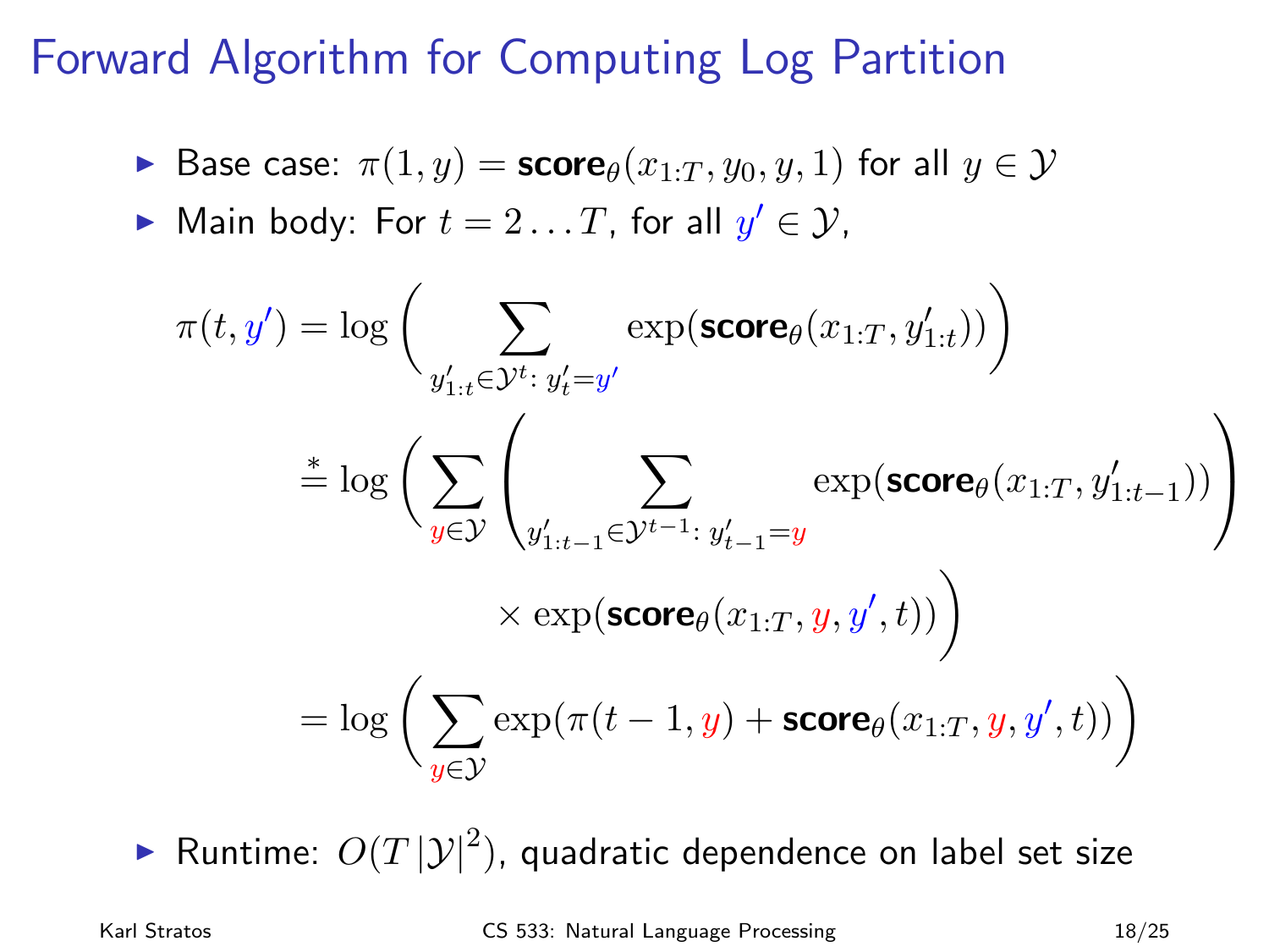# Forward Algorithm for Computing Log Partition

- Base case: $\pi(1, y) = \textbf{score}_\theta(x_{1:T}, y_0, y, 1)$ for all $y \in \mathcal{Y}$
- Main body: For $t = 2 \ldots T$, for all $y' \in \mathcal{Y}$,

$$
\begin{aligned}
\pi(t, y') &= \log \left( \sum_{y'_{1:t} \in \mathcal{Y}^t :\, y'_t = y'} \exp(\textbf{score}_\theta(x_{1:T}, y'_{1:t})) \right) \\
&\stackrel{*}{=} \log \left( \sum_{y \in \mathcal{Y}} \left( \sum_{y'_{1:t-1} \in \mathcal{Y}^{t-1} :\, y'_{t-1} = y} \exp(\textbf{score}_\theta(x_{1:T}, y'_{1:t-1})) \right) \right. \\
&\qquad \left. \times \exp(\textbf{score}_\theta(x_{1:T}, y, y', t)) \right) \\
&= \log \left( \sum_{y \in \mathcal{Y}} \exp(\pi(t-1, y) + \textbf{score}_\theta(x_{1:T}, y, y', t)) \right)
\end{aligned}
$$

- Runtime: $O(T \left|\mathcal{Y}\right|^2)$, quadratic dependence on label set size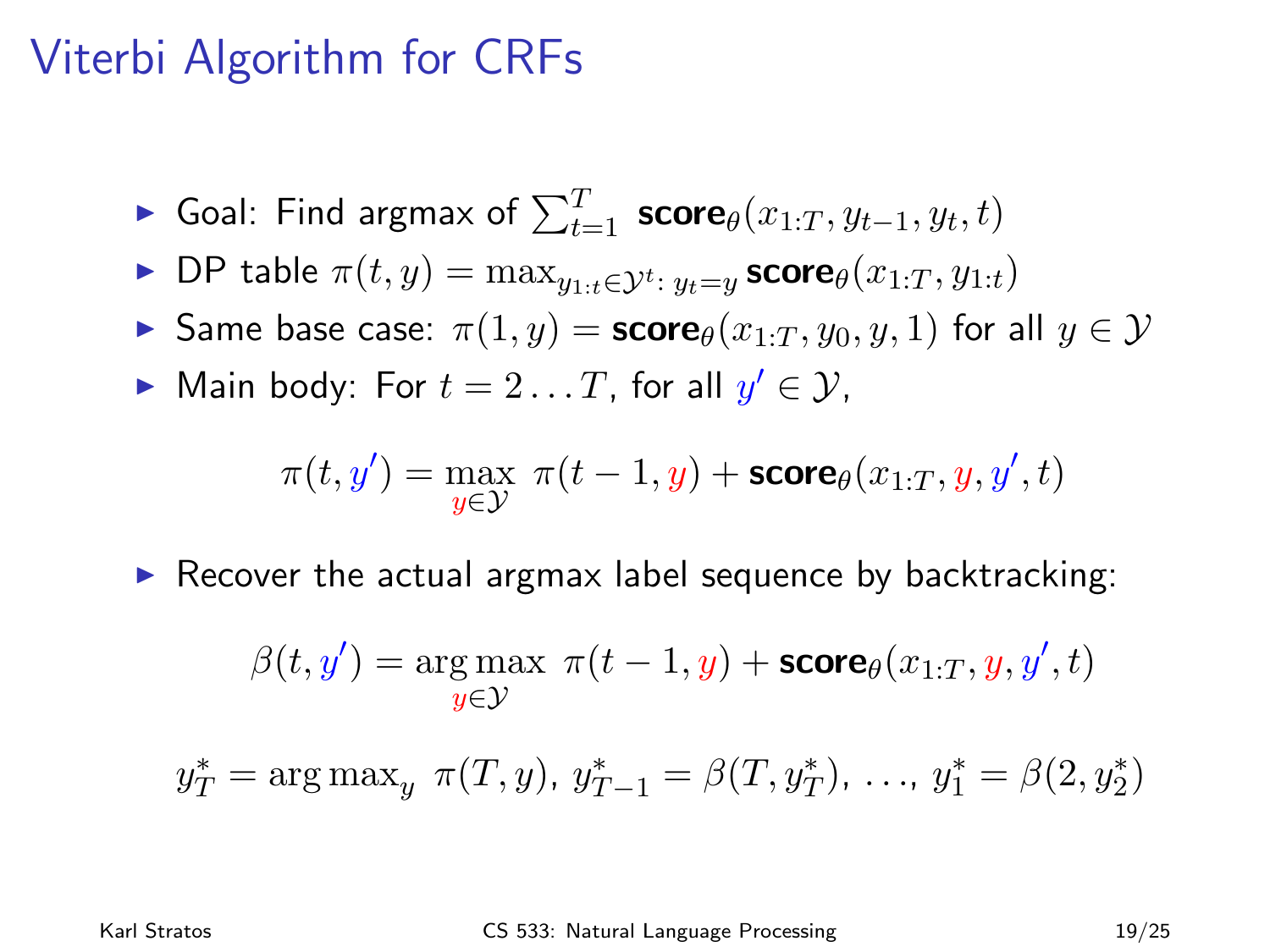# Viterbi Algorithm for CRFs

- Goal: Find argmax of $\sum_{t=1}^{T} \textbf{score}_\theta(x_{1:T}, y_{t-1}, y_t, t)$
- DP table $\pi(t, y) = \max_{y_{1:t} \in \mathcal{Y}^t : \, y_t = y} \textbf{score}_\theta(x_{1:T}, y_{1:t})$
- Same base case: $\pi(1, y) = \textbf{score}_\theta(x_{1:T}, y_0, y, 1)$ for all $y \in \mathcal{Y}$
- Main body: For $t = 2 \ldots T$, for all $y' \in \mathcal{Y}$,

$$\pi(t, y') = \max_{y \in \mathcal{Y}} \; \pi(t-1, y) + \textbf{score}_\theta(x_{1:T}, y, y', t)$$

- Recover the actual argmax label sequence by backtracking:

$$\beta(t, y') = \arg\max_{y \in \mathcal{Y}} \; \pi(t-1, y) + \textbf{score}_\theta(x_{1:T}, y, y', t)$$

$$y_T^* = \arg\max_y \; \pi(T, y), \; y_{T-1}^* = \beta(T, y_T^*), \; \ldots, \; y_1^* = \beta(2, y_2^*)$$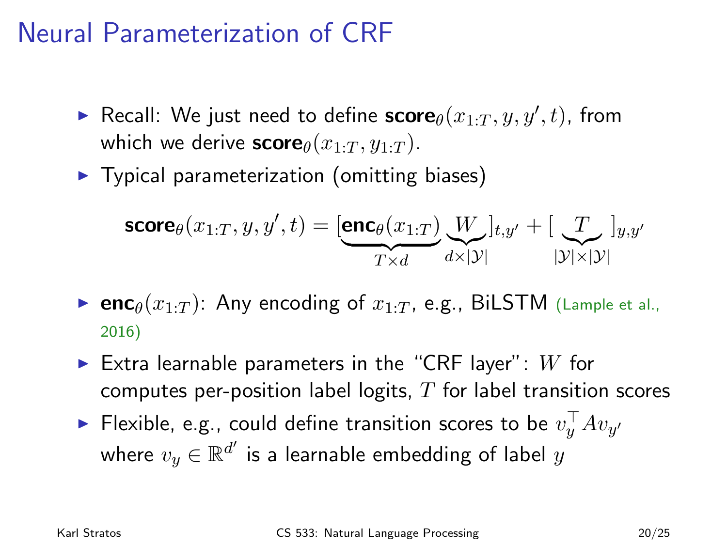# Neural Parameterization of CRF

- Recall: We just need to define $\textbf{score}_\theta(x_{1:T}, y, y', t)$, from which we derive $\textbf{score}_\theta(x_{1:T}, y_{1:T})$.
- Typical parameterization (omitting biases)

$$\textbf{score}_\theta(x_{1:T}, y, y', t) = [\underbrace{\textbf{enc}_\theta(x_{1:T})}_{T \times d} \underbrace{W}_{d \times |\mathcal{Y}|}]_{t,y'} + [\underbrace{T}_{|\mathcal{Y}| \times |\mathcal{Y}|}]_{y,y'}$$

- $\textbf{enc}_\theta(x_{1:T})$: Any encoding of $x_{1:T}$, e.g., BiLSTM (Lample et al., 2016)
- Extra learnable parameters in the "CRF layer": $W$ for computes per-position label logits, $T$ for label transition scores
- Flexible, e.g., could define transition scores to be $v_y^\top A v_{y'}$ where $v_y \in \mathbb{R}^{d'}$ is a learnable embedding of label $y$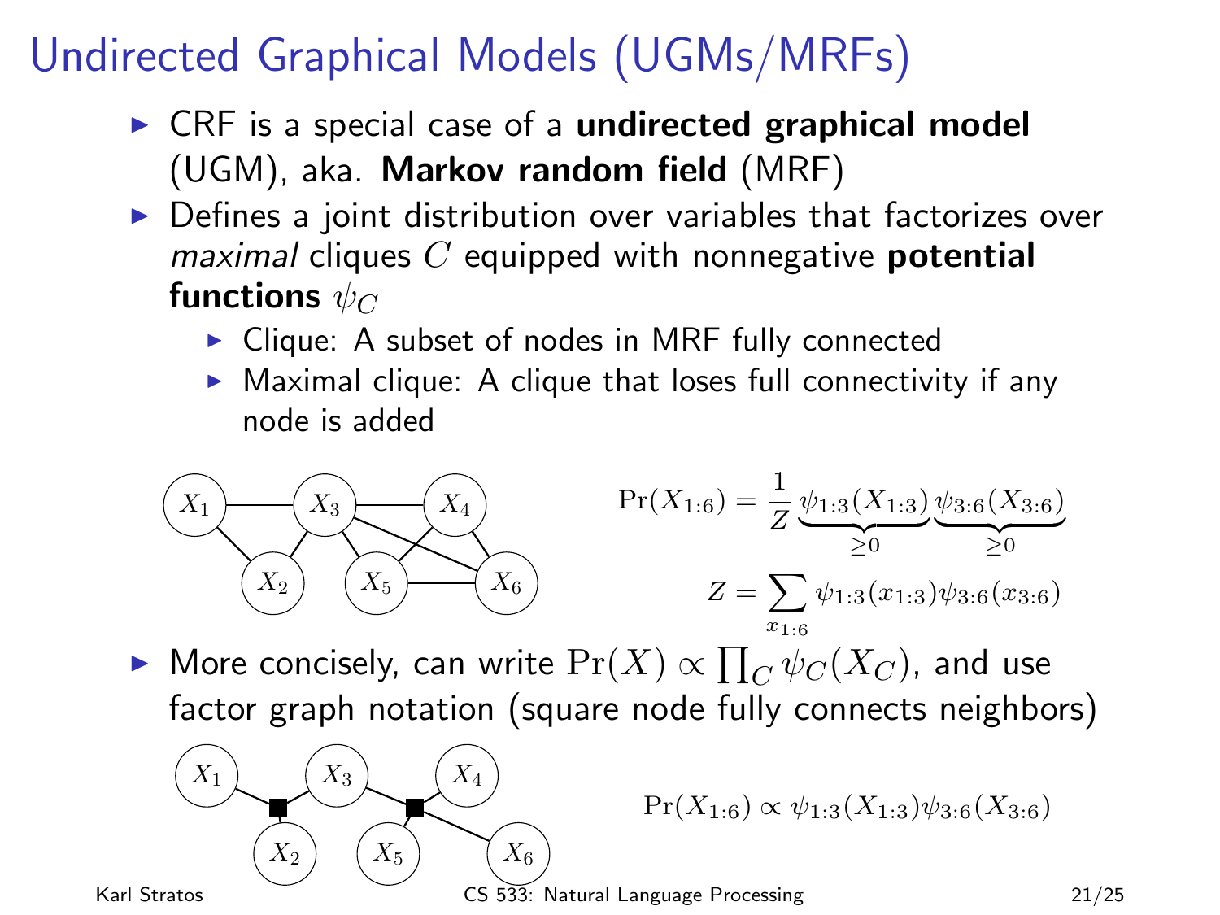# Undirected Graphical Models (UGMs/MRFs)

- CRF is a special case of a **undirected graphical model** (UGM), aka. **Markov random field** (MRF)
- Defines a joint distribution over variables that factorizes over *maximal* cliques $C$ equipped with nonnegative **potential functions** $\psi_C$
  - Clique: A subset of nodes in MRF fully connected
  - Maximal clique: A clique that loses full connectivity if any node is added

$$\Pr(X_{1:6}) = \frac{1}{Z} \underbrace{\psi_{1:3}(X_{1:3})}_{\geq 0} \underbrace{\psi_{3:6}(X_{3:6})}_{\geq 0}$$

$$Z = \sum_{x_{1:6}} \psi_{1:3}(x_{1:3}) \psi_{3:6}(x_{3:6})$$

- More concisely, can write $\Pr(X) \propto \prod_C \psi_C(X_C)$, and use factor graph notation (square node fully connects neighbors)

$$\Pr(X_{1:6}) \propto \psi_{1:3}(X_{1:3}) \psi_{3:6}(X_{3:6})$$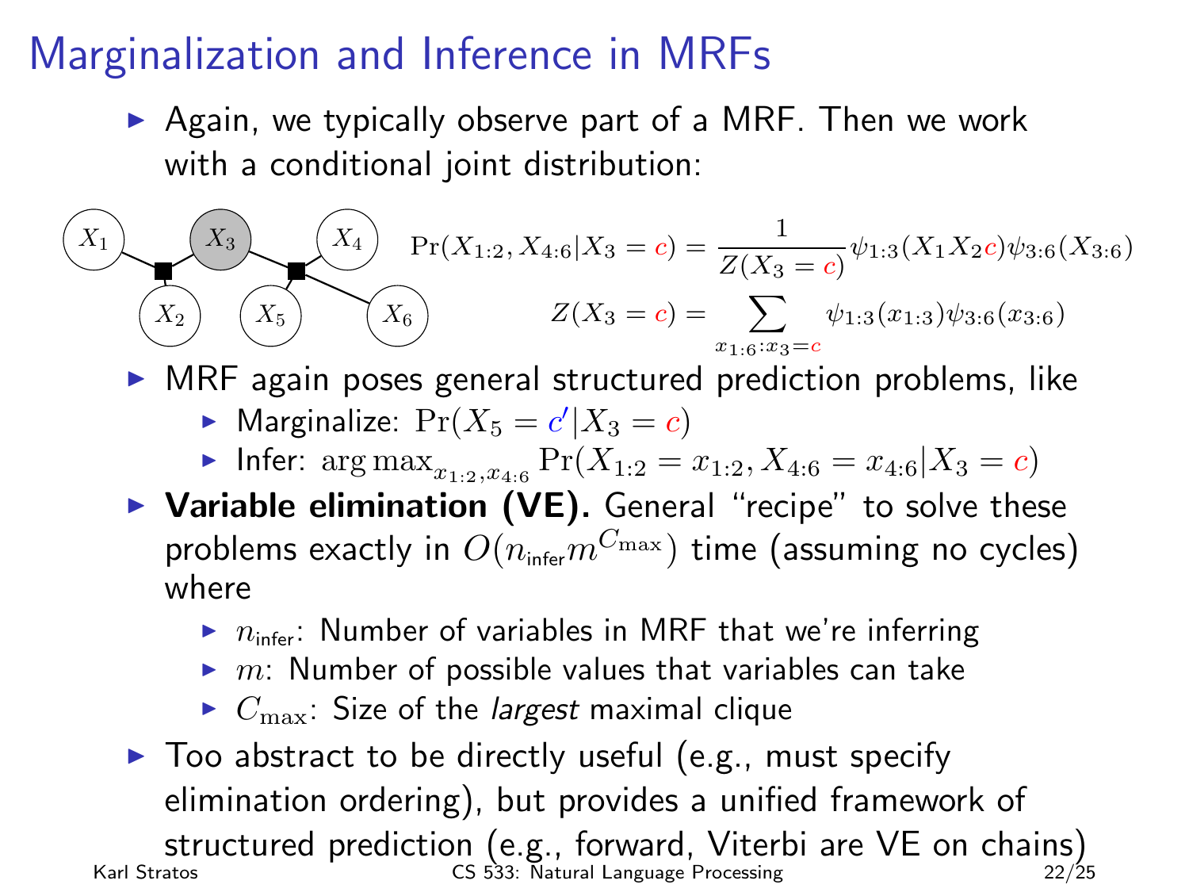# Marginalization and Inference in MRFs

- Again, we typically observe part of a MRF. Then we work with a conditional joint distribution:

$$\Pr(X_{1:2}, X_{4:6} | X_3 = c) = \frac{1}{Z(X_3 = c)} \psi_{1:3}(X_1 X_2 c) \psi_{3:6}(X_{3:6})$$

$$Z(X_3 = c) = \sum_{x_{1:6} : x_3 = c} \psi_{1:3}(x_{1:3}) \psi_{3:6}(x_{3:6})$$

- MRF again poses general structured prediction problems, like
  - Marginalize: $\Pr(X_5 = c' | X_3 = c)$
  - Infer: $\arg\max_{x_{1:2}, x_{4:6}} \Pr(X_{1:2} = x_{1:2}, X_{4:6} = x_{4:6} | X_3 = c)$
- **Variable elimination (VE).** General "recipe" to solve these problems exactly in $O(n_{\text{infer}} m^{C_{\max}})$ time (assuming no cycles) where
  - $n_{\text{infer}}$: Number of variables in MRF that we're inferring
  - $m$: Number of possible values that variables can take
  - $C_{\max}$: Size of the *largest* maximal clique
- Too abstract to be directly useful (e.g., must specify elimination ordering), but provides a unified framework of structured prediction (e.g., forward, Viterbi are VE on chains)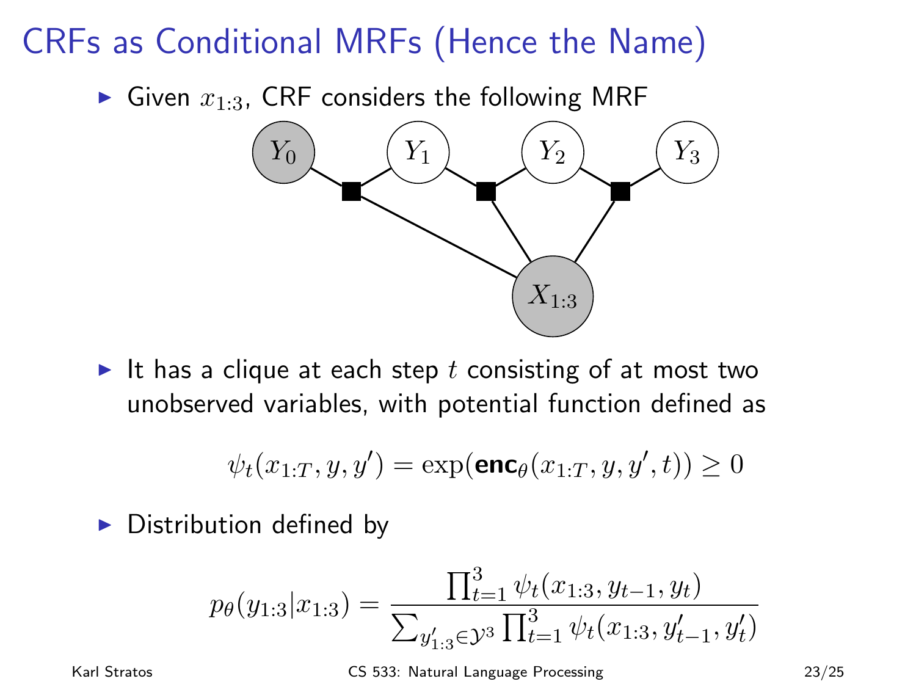# CRFs as Conditional MRFs (Hence the Name)

- Given $x_{1:3}$, CRF considers the following MRF

- It has a clique at each step $t$ consisting of at most two unobserved variables, with potential function defined as

$$\psi_t(x_{1:T}, y, y') = \exp(\textbf{enc}_\theta(x_{1:T}, y, y', t)) \geq 0$$

- Distribution defined by

$$p_\theta(y_{1:3}|x_{1:3}) = \frac{\prod_{t=1}^{3} \psi_t(x_{1:3}, y_{t-1}, y_t)}{\sum_{y'_{1:3} \in \mathcal{Y}^3} \prod_{t=1}^{3} \psi_t(x_{1:3}, y'_{t-1}, y'_t)}$$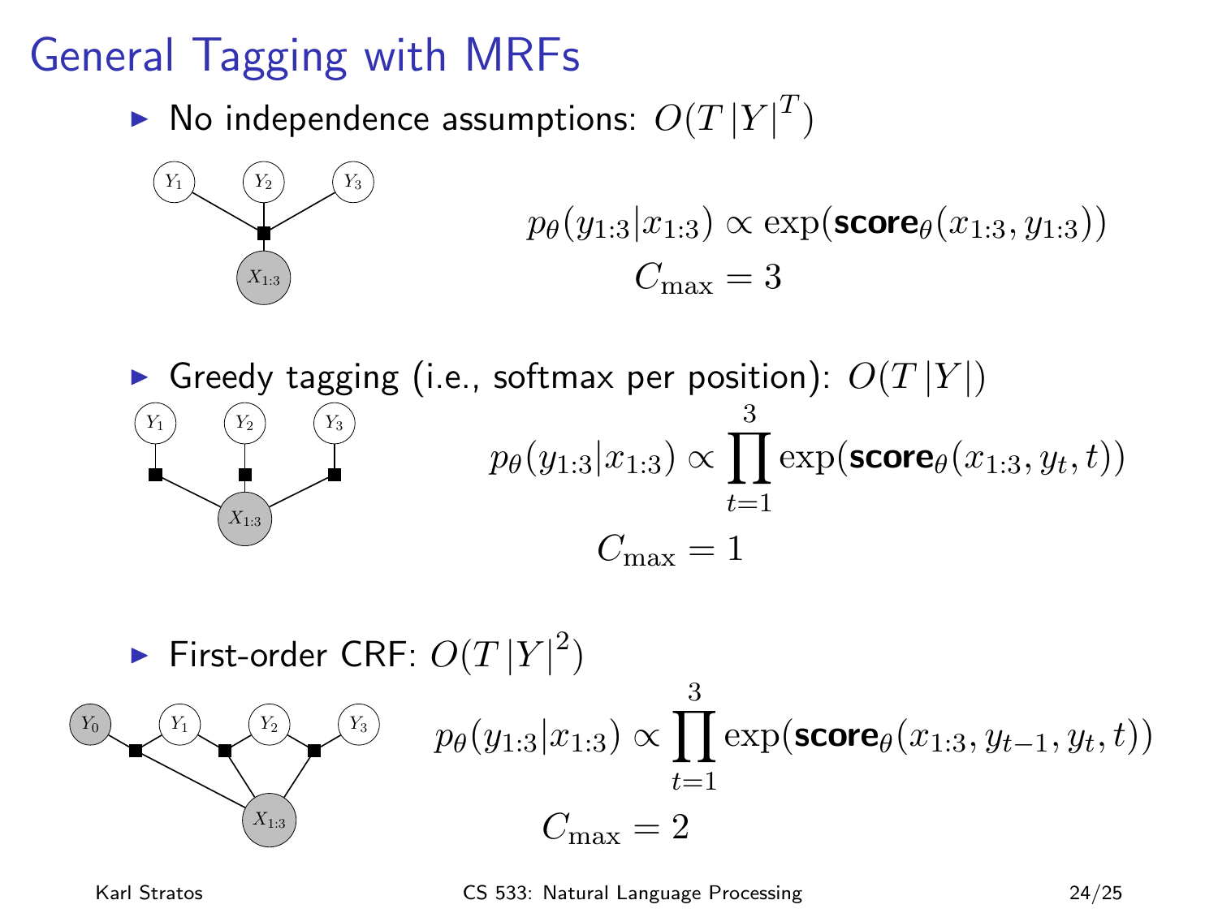# General Tagging with MRFs

- No independence assumptions: $O(T\,|Y|^T)$

$$p_\theta(y_{1:3}|x_{1:3}) \propto \exp(\textbf{score}_\theta(x_{1:3}, y_{1:3}))$$

$$C_{\max} = 3$$

- Greedy tagging (i.e., softmax per position): $O(T\,|Y|)$

$$p_\theta(y_{1:3}|x_{1:3}) \propto \prod_{t=1}^{3} \exp(\textbf{score}_\theta(x_{1:3}, y_t, t))$$

$$C_{\max} = 1$$

- First-order CRF: $O(T\,|Y|^2)$

$$p_\theta(y_{1:3}|x_{1:3}) \propto \prod_{t=1}^{3} \exp(\textbf{score}_\theta(x_{1:3}, y_{t-1}, y_t, t))$$

$$C_{\max} = 2$$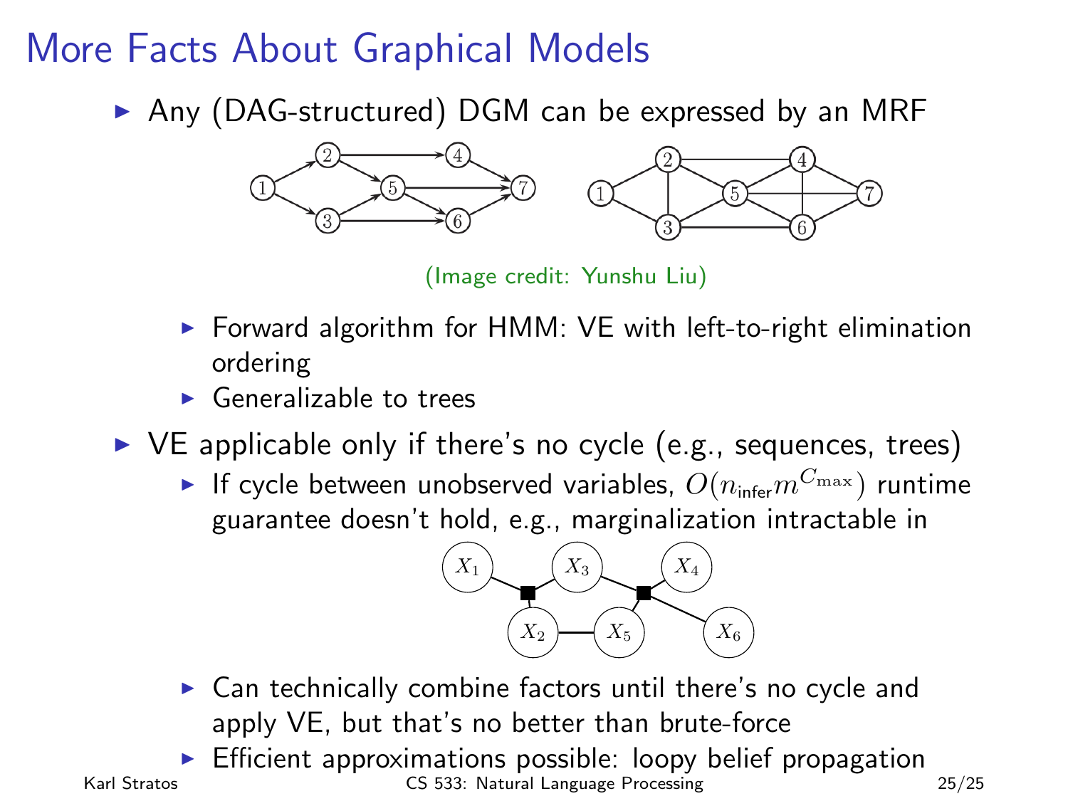# More Facts About Graphical Models

- Any (DAG-structured) DGM can be expressed by an MRF

(Image credit: Yunshu Liu)

  - Forward algorithm for HMM: VE with left-to-right elimination ordering
  - Generalizable to trees
- VE applicable only if there's no cycle (e.g., sequences, trees)
  - If cycle between unobserved variables, $O(n_{\text{infer}} m^{C_{\max}})$ runtime guarantee doesn't hold, e.g., marginalization intractable in
  - Can technically combine factors until there's no cycle and apply VE, but that's no better than brute-force
  - Efficient approximations possible: loopy belief propagation